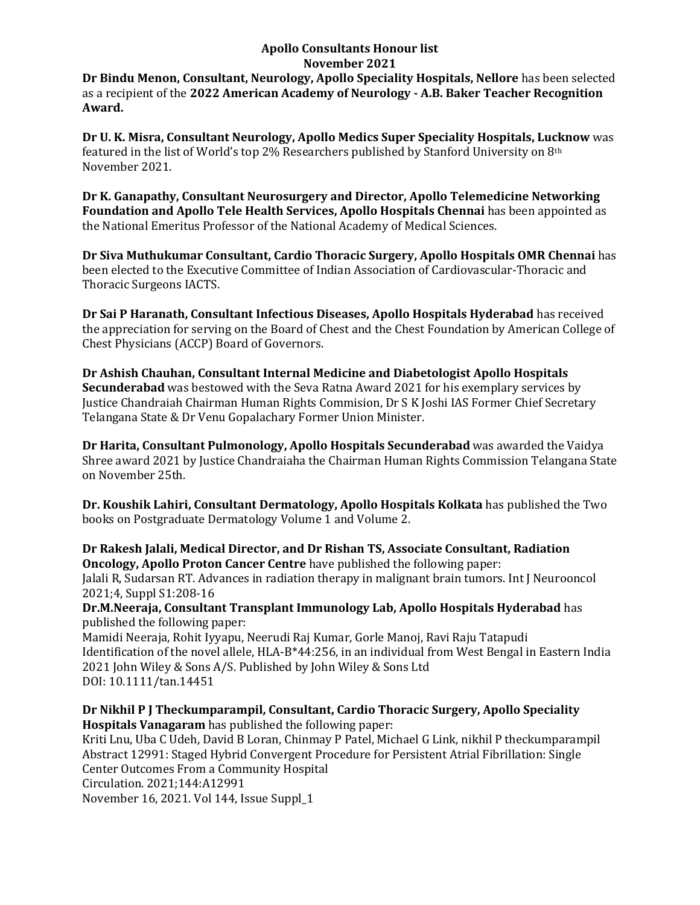# Apollo Consultants Honour list
## November 2021

**Dr Bindu Menon, Consultant, Neurology, Apollo Speciality Hospitals, Nellore** has been selected as a recipient of the **2022 American Academy of Neurology - A.B. Baker Teacher Recognition Award.**

**Dr U. K. Misra, Consultant Neurology, Apollo Medics Super Speciality Hospitals, Lucknow** was featured in the list of World's top 2% Researchers published by Stanford University on 8th November 2021.

**Dr K. Ganapathy, Consultant Neurosurgery and Director, Apollo Telemedicine Networking Foundation and Apollo Tele Health Services, Apollo Hospitals Chennai** has been appointed as the National Emeritus Professor of the National Academy of Medical Sciences.

**Dr Siva Muthukumar Consultant, Cardio Thoracic Surgery, Apollo Hospitals OMR Chennai** has been elected to the Executive Committee of Indian Association of Cardiovascular-Thoracic and Thoracic Surgeons IACTS.

**Dr Sai P Haranath, Consultant Infectious Diseases, Apollo Hospitals Hyderabad** has received the appreciation for serving on the Board of Chest and the Chest Foundation by American College of Chest Physicians (ACCP) Board of Governors.

**Dr Ashish Chauhan, Consultant Internal Medicine and Diabetologist Apollo Hospitals Secunderabad** was bestowed with the Seva Ratna Award 2021 for his exemplary services by Justice Chandraiah Chairman Human Rights Commision, Dr S K Joshi IAS Former Chief Secretary Telangana State & Dr Venu Gopalachary Former Union Minister.

**Dr Harita, Consultant Pulmonology, Apollo Hospitals Secunderabad** was awarded the Vaidya Shree award 2021 by Justice Chandraiaha the Chairman Human Rights Commission Telangana State on November 25th.

**Dr. Koushik Lahiri, Consultant Dermatology, Apollo Hospitals Kolkata** has published the Two books on Postgraduate Dermatology Volume 1 and Volume 2.

**Dr Rakesh Jalali, Medical Director, and Dr Rishan TS, Associate Consultant, Radiation Oncology, Apollo Proton Cancer Centre** have published the following paper:
Jalali R, Sudarsan RT. Advances in radiation therapy in malignant brain tumors. Int J Neurooncol 2021;4, Suppl S1:208-16

**Dr.M.Neeraja, Consultant Transplant Immunology Lab, Apollo Hospitals Hyderabad** has published the following paper:
Mamidi Neeraja, Rohit Iyyapu, Neerudi Raj Kumar, Gorle Manoj, Ravi Raju Tatapudi
Identification of the novel allele, HLA-B*44:256, in an individual from West Bengal in Eastern India
2021 John Wiley & Sons A/S. Published by John Wiley & Sons Ltd
DOI: 10.1111/tan.14451

**Dr Nikhil P J Theckumparampil, Consultant, Cardio Thoracic Surgery, Apollo Speciality Hospitals Vanagaram** has published the following paper:
Kriti Lnu, Uba C Udeh, David B Loran, Chinmay P Patel, Michael G Link, nikhil P theckumparampil
Abstract 12991: Staged Hybrid Convergent Procedure for Persistent Atrial Fibrillation: Single Center Outcomes From a Community Hospital
Circulation. 2021;144:A12991
November 16, 2021. Vol 144, Issue Suppl_1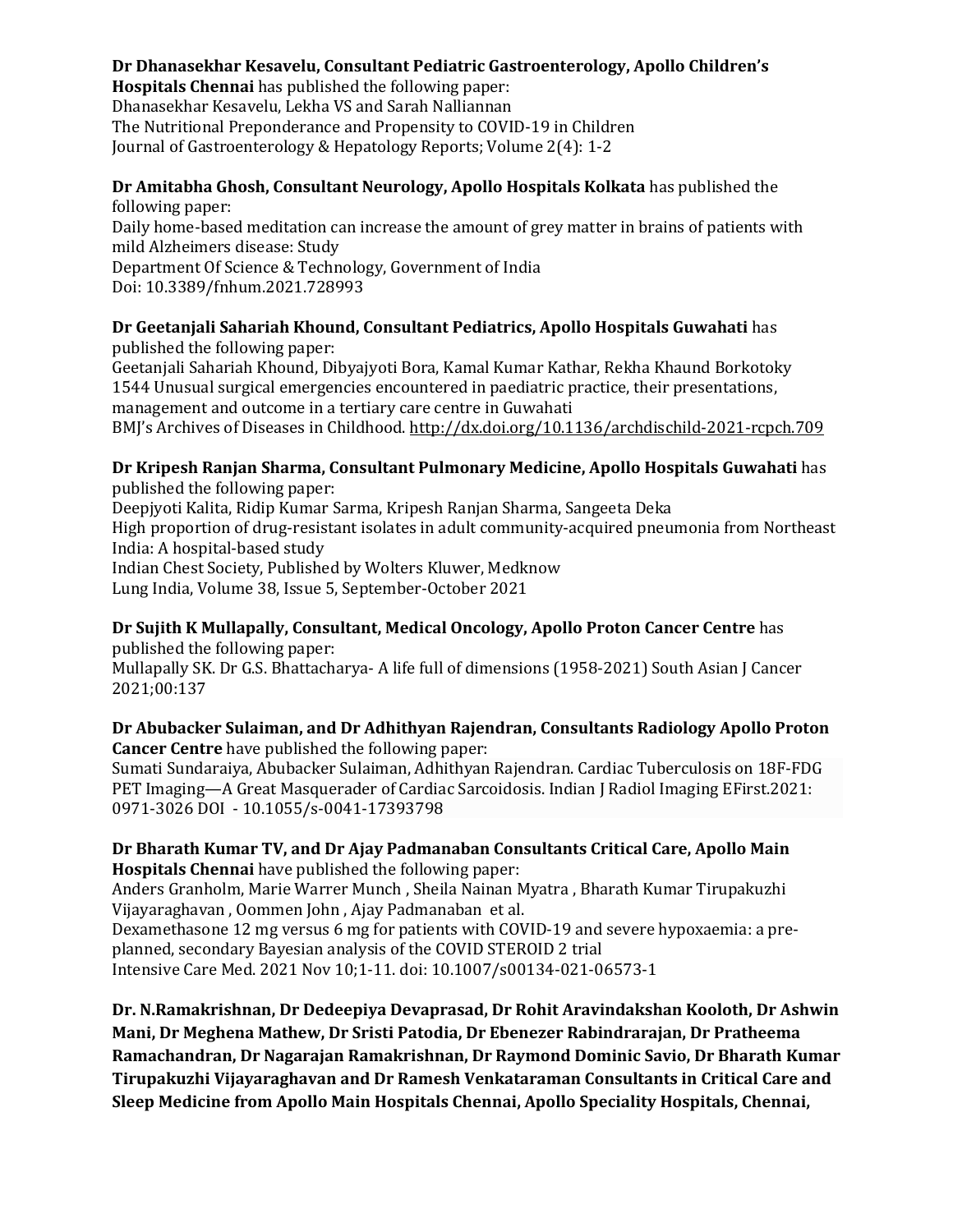**Dr Dhanasekhar Kesavelu, Consultant Pediatric Gastroenterology, Apollo Children's Hospitals Chennai** has published the following paper:
Dhanasekhar Kesavelu, Lekha VS and Sarah Nalliannan
The Nutritional Preponderance and Propensity to COVID-19 in Children
Journal of Gastroenterology & Hepatology Reports; Volume 2(4): 1-2

**Dr Amitabha Ghosh, Consultant Neurology, Apollo Hospitals Kolkata** has published the following paper:
Daily home-based meditation can increase the amount of grey matter in brains of patients with mild Alzheimers disease: Study
Department Of Science & Technology, Government of India
Doi: 10.3389/fnhum.2021.728993

**Dr Geetanjali Sahariah Khound, Consultant Pediatrics, Apollo Hospitals Guwahati** has published the following paper:
Geetanjali Sahariah Khound, Dibyajyoti Bora, Kamal Kumar Kathar, Rekha Khaund Borkotoky
1544 Unusual surgical emergencies encountered in paediatric practice, their presentations, management and outcome in a tertiary care centre in Guwahati
BMJ's Archives of Diseases in Childhood. http://dx.doi.org/10.1136/archdischild-2021-rcpch.709

**Dr Kripesh Ranjan Sharma, Consultant Pulmonary Medicine, Apollo Hospitals Guwahati** has published the following paper:
Deepjyoti Kalita, Ridip Kumar Sarma, Kripesh Ranjan Sharma, Sangeeta Deka
High proportion of drug-resistant isolates in adult community-acquired pneumonia from Northeast India: A hospital-based study
Indian Chest Society, Published by Wolters Kluwer, Medknow
Lung India, Volume 38, Issue 5, September-October 2021

**Dr Sujith K Mullapally, Consultant, Medical Oncology, Apollo Proton Cancer Centre** has published the following paper:
Mullapally SK. Dr G.S. Bhattacharya- A life full of dimensions (1958-2021) South Asian J Cancer 2021;00:137

**Dr Abubacker Sulaiman, and Dr Adhithyan Rajendran, Consultants Radiology Apollo Proton Cancer Centre** have published the following paper:
Sumati Sundaraiya, Abubacker Sulaiman, Adhithyan Rajendran. Cardiac Tuberculosis on 18F-FDG PET Imaging—A Great Masquerader of Cardiac Sarcoidosis. Indian J Radiol Imaging EFirst.2021: 0971-3026 DOI - 10.1055/s-0041-17393798

**Dr Bharath Kumar TV, and Dr Ajay Padmanaban Consultants Critical Care, Apollo Main Hospitals Chennai** have published the following paper:
Anders Granholm, Marie Warrer Munch , Sheila Nainan Myatra , Bharath Kumar Tirupakuzhi Vijayaraghavan , Oommen John , Ajay Padmanaban et al.
Dexamethasone 12 mg versus 6 mg for patients with COVID-19 and severe hypoxaemia: a pre-planned, secondary Bayesian analysis of the COVID STEROID 2 trial
Intensive Care Med. 2021 Nov 10;1-11. doi: 10.1007/s00134-021-06573-1

**Dr. N.Ramakrishnan, Dr Dedeepiya Devaprasad, Dr Rohit Aravindakshan Kooloth, Dr Ashwin Mani, Dr Meghena Mathew, Dr Sristi Patodia, Dr Ebenezer Rabindrarajan, Dr Pratheema Ramachandran, Dr Nagarajan Ramakrishnan, Dr Raymond Dominic Savio, Dr Bharath Kumar Tirupakuzhi Vijayaraghavan and Dr Ramesh Venkataraman Consultants in Critical Care and Sleep Medicine from Apollo Main Hospitals Chennai, Apollo Speciality Hospitals, Chennai,**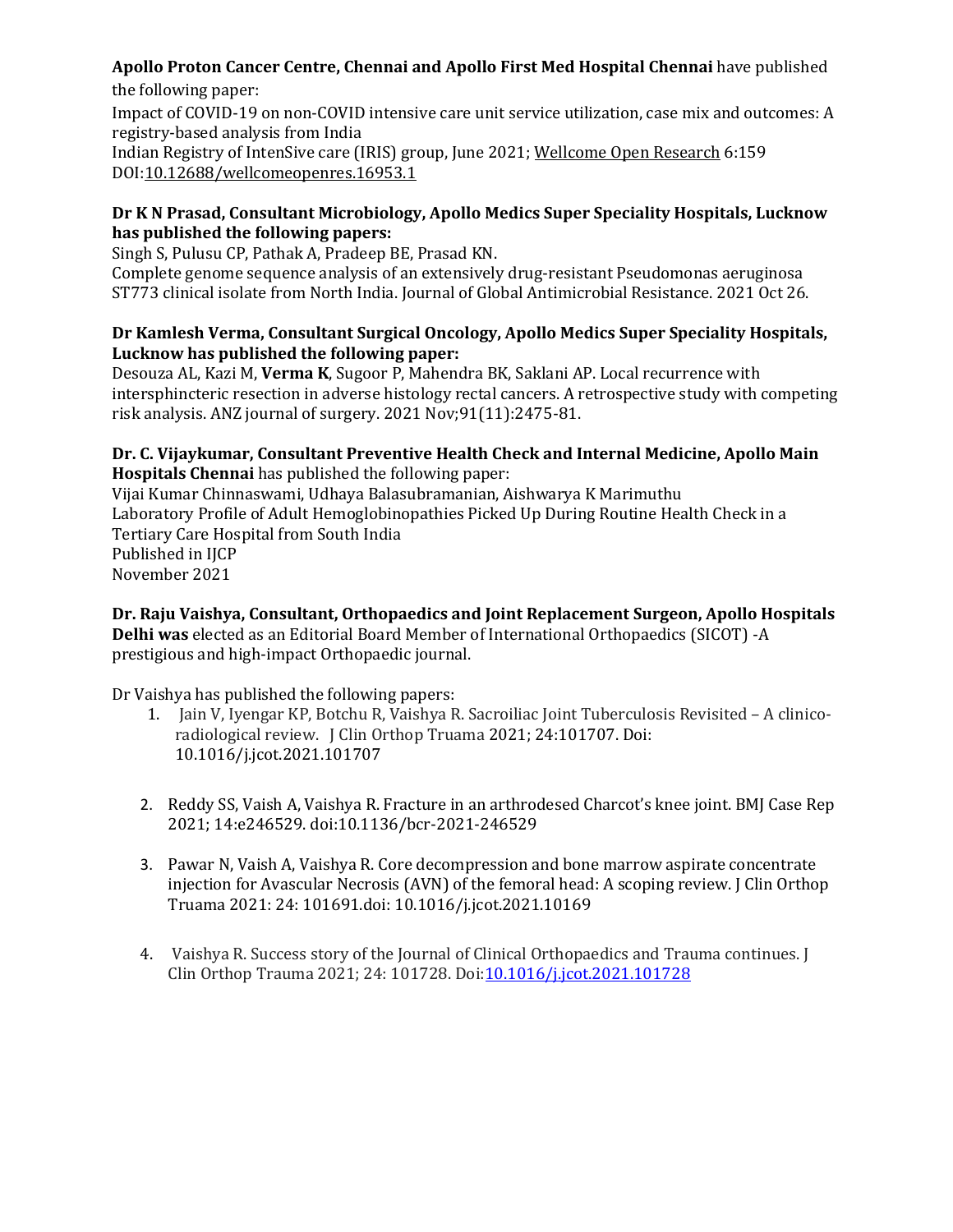**Apollo Proton Cancer Centre, Chennai and Apollo First Med Hospital Chennai** have published the following paper:

Impact of COVID-19 on non-COVID intensive care unit service utilization, case mix and outcomes: A registry-based analysis from India

Indian Registry of IntenSive care (IRIS) group, June 2021; Wellcome Open Research 6:159

DOI:10.12688/wellcomeopenres.16953.1

**Dr K N Prasad, Consultant Microbiology, Apollo Medics Super Speciality Hospitals, Lucknow has published the following papers:**

Singh S, Pulusu CP, Pathak A, Pradeep BE, Prasad KN.

Complete genome sequence analysis of an extensively drug-resistant Pseudomonas aeruginosa ST773 clinical isolate from North India. Journal of Global Antimicrobial Resistance. 2021 Oct 26.

**Dr Kamlesh Verma, Consultant Surgical Oncology, Apollo Medics Super Speciality Hospitals, Lucknow has published the following paper:**

Desouza AL, Kazi M, **Verma K**, Sugoor P, Mahendra BK, Saklani AP. Local recurrence with intersphincteric resection in adverse histology rectal cancers. A retrospective study with competing risk analysis. ANZ journal of surgery. 2021 Nov;91(11):2475-81.

**Dr. C. Vijaykumar, Consultant Preventive Health Check and Internal Medicine, Apollo Main Hospitals Chennai** has published the following paper:

Vijai Kumar Chinnaswami, Udhaya Balasubramanian, Aishwarya K Marimuthu

Laboratory Profile of Adult Hemoglobinopathies Picked Up During Routine Health Check in a Tertiary Care Hospital from South India

Published in IJCP

November 2021

**Dr. Raju Vaishya, Consultant, Orthopaedics and Joint Replacement Surgeon, Apollo Hospitals Delhi was** elected as an Editorial Board Member of International Orthopaedics (SICOT) -A prestigious and high-impact Orthopaedic journal.

Dr Vaishya has published the following papers:

1. Jain V, Iyengar KP, Botchu R, Vaishya R. Sacroiliac Joint Tuberculosis Revisited – A clinico-radiological review. J Clin Orthop Truama 2021; 24:101707. Doi: 10.1016/j.jcot.2021.101707

2. Reddy SS, Vaish A, Vaishya R. Fracture in an arthrodesed Charcot's knee joint. BMJ Case Rep 2021; 14:e246529. doi:10.1136/bcr-2021-246529

3. Pawar N, Vaish A, Vaishya R. Core decompression and bone marrow aspirate concentrate injection for Avascular Necrosis (AVN) of the femoral head: A scoping review. J Clin Orthop Truama 2021: 24: 101691.doi: 10.1016/j.jcot.2021.10169

4. Vaishya R. Success story of the Journal of Clinical Orthopaedics and Trauma continues. J Clin Orthop Trauma 2021; 24: 101728. Doi:10.1016/j.jcot.2021.101728